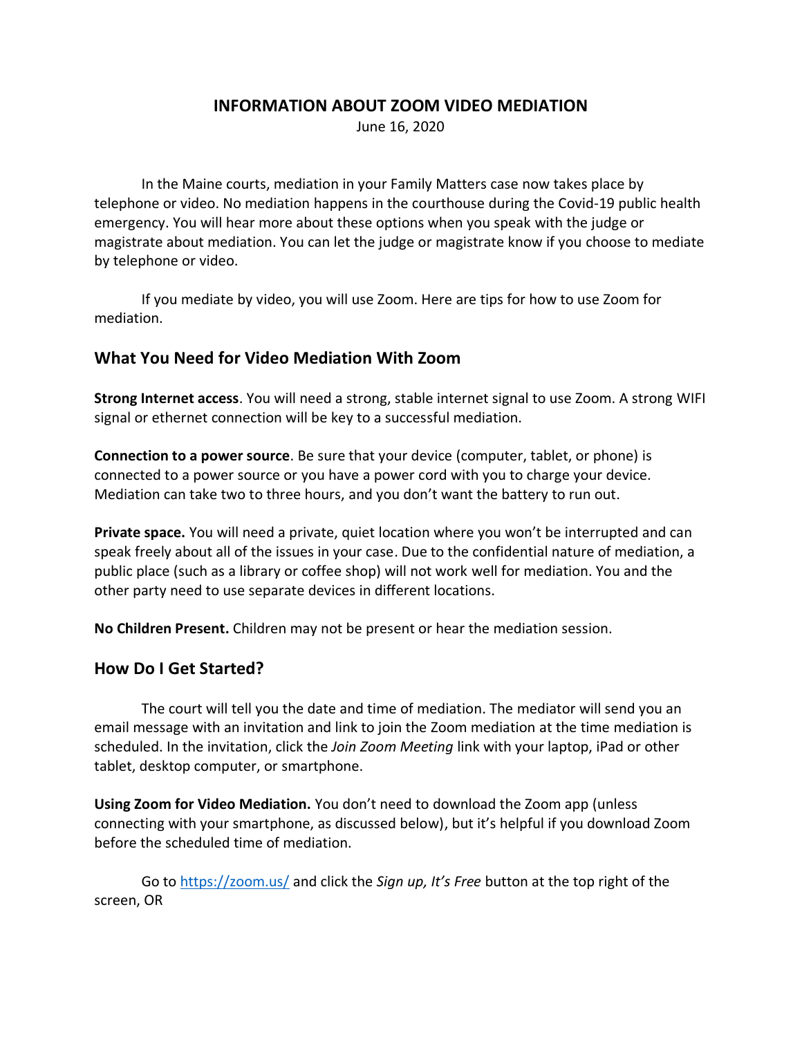# INFORMATION ABOUT ZOOM VIDEO MEDIATION

June 16, 2020

In the Maine courts, mediation in your Family Matters case now takes place by telephone or video. No mediation happens in the courthouse during the Covid-19 public health emergency. You will hear more about these options when you speak with the judge or magistrate about mediation. You can let the judge or magistrate know if you choose to mediate by telephone or video.

If you mediate by video, you will use Zoom. Here are tips for how to use Zoom for mediation.

## What You Need for Video Mediation With Zoom

**Strong Internet access**. You will need a strong, stable internet signal to use Zoom. A strong WIFI signal or ethernet connection will be key to a successful mediation.

**Connection to a power source**. Be sure that your device (computer, tablet, or phone) is connected to a power source or you have a power cord with you to charge your device. Mediation can take two to three hours, and you don't want the battery to run out.

**Private space.** You will need a private, quiet location where you won't be interrupted and can speak freely about all of the issues in your case. Due to the confidential nature of mediation, a public place (such as a library or coffee shop) will not work well for mediation. You and the other party need to use separate devices in different locations.

**No Children Present.** Children may not be present or hear the mediation session.

## How Do I Get Started?

The court will tell you the date and time of mediation. The mediator will send you an email message with an invitation and link to join the Zoom mediation at the time mediation is scheduled. In the invitation, click the *Join Zoom Meeting* link with your laptop, iPad or other tablet, desktop computer, or smartphone.

**Using Zoom for Video Mediation.** You don't need to download the Zoom app (unless connecting with your smartphone, as discussed below), but it's helpful if you download Zoom before the scheduled time of mediation.

Go to [https://zoom.us/](https://zoom.us/) and click the *Sign up, It's Free* button at the top right of the screen, OR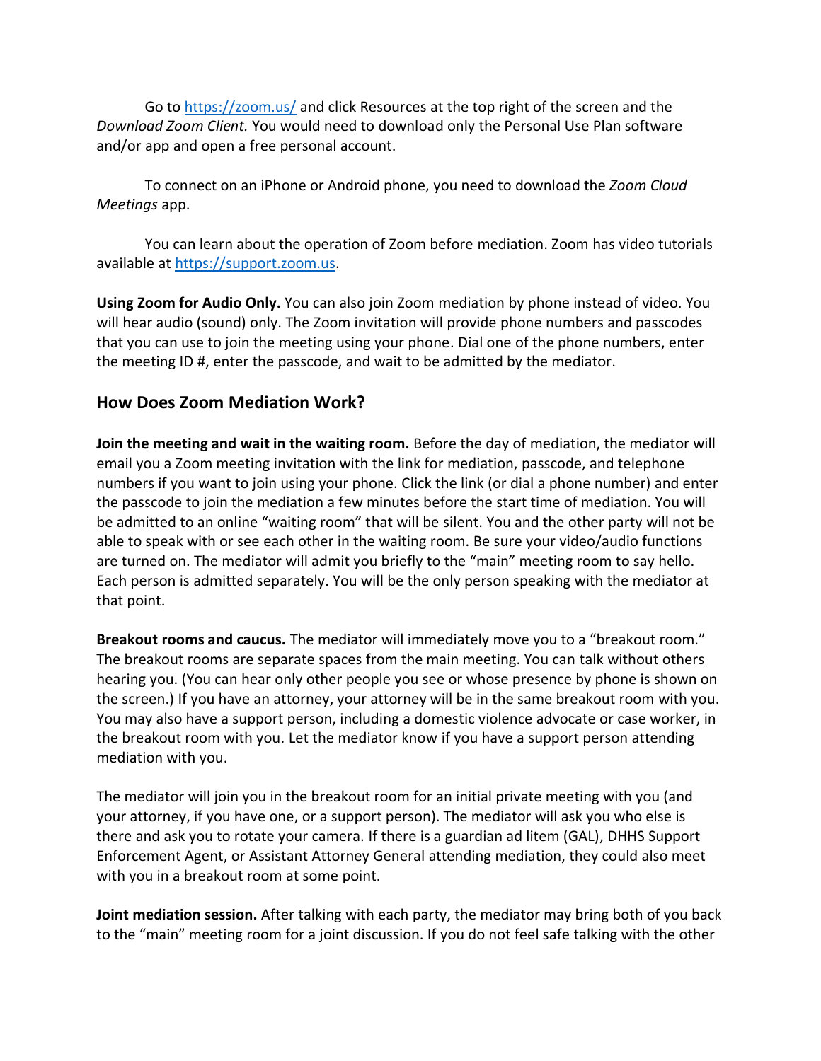Go to https://zoom.us/ and click Resources at the top right of the screen and the *Download Zoom Client.* You would need to download only the Personal Use Plan software and/or app and open a free personal account.

To connect on an iPhone or Android phone, you need to download the *Zoom Cloud Meetings* app.

You can learn about the operation of Zoom before mediation. Zoom has video tutorials available at https://support.zoom.us.

**Using Zoom for Audio Only.** You can also join Zoom mediation by phone instead of video. You will hear audio (sound) only. The Zoom invitation will provide phone numbers and passcodes that you can use to join the meeting using your phone. Dial one of the phone numbers, enter the meeting ID #, enter the passcode, and wait to be admitted by the mediator.

## How Does Zoom Mediation Work?

**Join the meeting and wait in the waiting room.** Before the day of mediation, the mediator will email you a Zoom meeting invitation with the link for mediation, passcode, and telephone numbers if you want to join using your phone. Click the link (or dial a phone number) and enter the passcode to join the mediation a few minutes before the start time of mediation. You will be admitted to an online "waiting room" that will be silent. You and the other party will not be able to speak with or see each other in the waiting room. Be sure your video/audio functions are turned on. The mediator will admit you briefly to the "main" meeting room to say hello. Each person is admitted separately. You will be the only person speaking with the mediator at that point.

**Breakout rooms and caucus.** The mediator will immediately move you to a "breakout room." The breakout rooms are separate spaces from the main meeting. You can talk without others hearing you. (You can hear only other people you see or whose presence by phone is shown on the screen.) If you have an attorney, your attorney will be in the same breakout room with you. You may also have a support person, including a domestic violence advocate or case worker, in the breakout room with you. Let the mediator know if you have a support person attending mediation with you.

The mediator will join you in the breakout room for an initial private meeting with you (and your attorney, if you have one, or a support person). The mediator will ask you who else is there and ask you to rotate your camera. If there is a guardian ad litem (GAL), DHHS Support Enforcement Agent, or Assistant Attorney General attending mediation, they could also meet with you in a breakout room at some point.

**Joint mediation session.** After talking with each party, the mediator may bring both of you back to the "main" meeting room for a joint discussion. If you do not feel safe talking with the other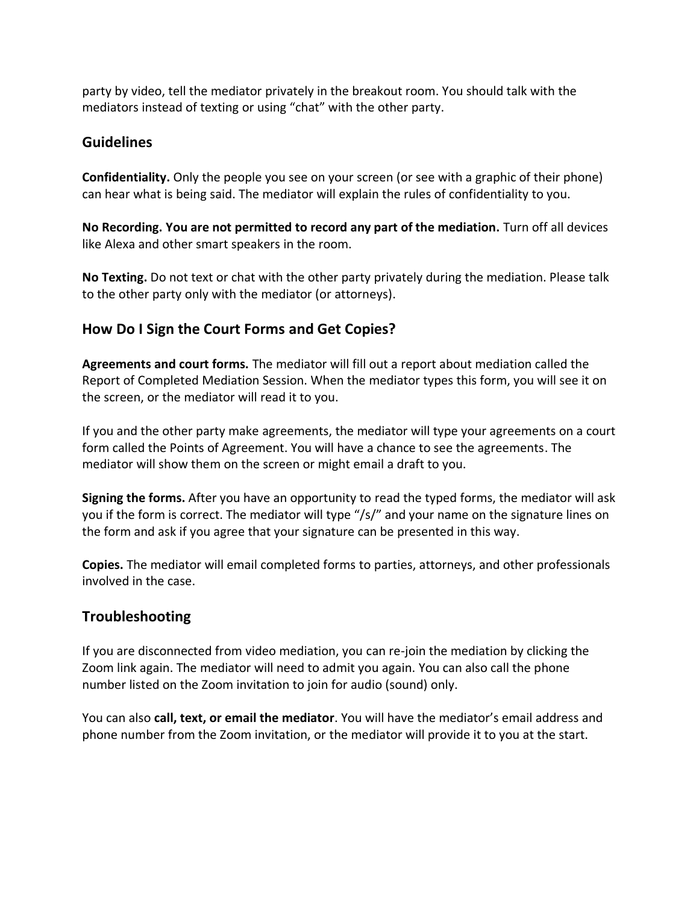party by video, tell the mediator privately in the breakout room. You should talk with the mediators instead of texting or using "chat" with the other party.

## Guidelines

**Confidentiality.** Only the people you see on your screen (or see with a graphic of their phone) can hear what is being said. The mediator will explain the rules of confidentiality to you.

**No Recording. You are not permitted to record any part of the mediation.** Turn off all devices like Alexa and other smart speakers in the room.

**No Texting.** Do not text or chat with the other party privately during the mediation. Please talk to the other party only with the mediator (or attorneys).

## How Do I Sign the Court Forms and Get Copies?

**Agreements and court forms.** The mediator will fill out a report about mediation called the Report of Completed Mediation Session. When the mediator types this form, you will see it on the screen, or the mediator will read it to you.

If you and the other party make agreements, the mediator will type your agreements on a court form called the Points of Agreement. You will have a chance to see the agreements. The mediator will show them on the screen or might email a draft to you.

**Signing the forms.** After you have an opportunity to read the typed forms, the mediator will ask you if the form is correct. The mediator will type "/s/" and your name on the signature lines on the form and ask if you agree that your signature can be presented in this way.

**Copies.** The mediator will email completed forms to parties, attorneys, and other professionals involved in the case.

## Troubleshooting

If you are disconnected from video mediation, you can re-join the mediation by clicking the Zoom link again. The mediator will need to admit you again. You can also call the phone number listed on the Zoom invitation to join for audio (sound) only.

You can also **call, text, or email the mediator**. You will have the mediator's email address and phone number from the Zoom invitation, or the mediator will provide it to you at the start.